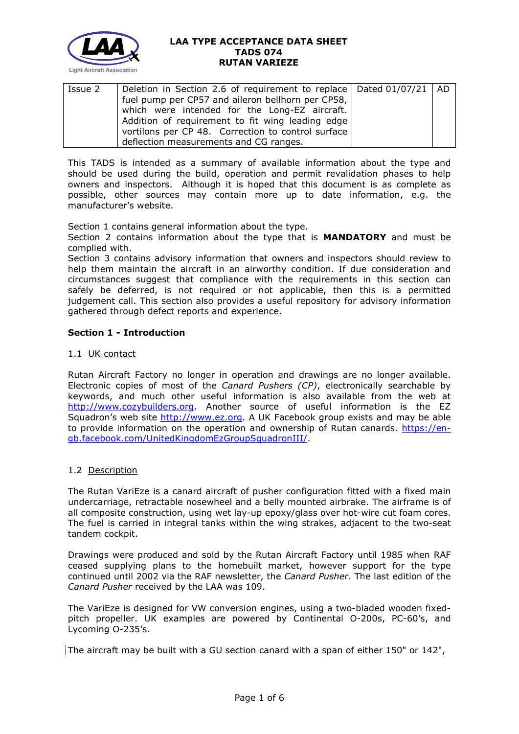**LAA TYPE ACCEPTANCE DATA SHEET**
**TADS 074**
**RUTAN VARIEZE**

| Issue 2 | Deletion in Section 2.6 of requirement to replace fuel pump per CP57 and aileron bellhorn per CP58, which were intended for the Long-EZ aircraft. Addition of requirement to fit wing leading edge vortilons per CP 48. Correction to control surface deflection measurements and CG ranges. | Dated 01/07/21 | AD |
|---|---|---|---|

This TADS is intended as a summary of available information about the type and should be used during the build, operation and permit revalidation phases to help owners and inspectors. Although it is hoped that this document is as complete as possible, other sources may contain more up to date information, e.g. the manufacturer's website.

Section 1 contains general information about the type.
Section 2 contains information about the type that is **MANDATORY** and must be complied with.
Section 3 contains advisory information that owners and inspectors should review to help them maintain the aircraft in an airworthy condition. If due consideration and circumstances suggest that compliance with the requirements in this section can safely be deferred, is not required or not applicable, then this is a permitted judgement call. This section also provides a useful repository for advisory information gathered through defect reports and experience.

## Section 1 - Introduction

### 1.1 UK contact

Rutan Aircraft Factory no longer in operation and drawings are no longer available. Electronic copies of most of the *Canard Pushers (CP)*, electronically searchable by keywords, and much other useful information is also available from the web at http://www.cozybuilders.org. Another source of useful information is the EZ Squadron's web site http://www.ez.org. A UK Facebook group exists and may be able to provide information on the operation and ownership of Rutan canards. https://en-gb.facebook.com/UnitedKingdomEzGroupSquadronIII/.

### 1.2 Description

The Rutan VariEze is a canard aircraft of pusher configuration fitted with a fixed main undercarriage, retractable nosewheel and a belly mounted airbrake. The airframe is of all composite construction, using wet lay-up epoxy/glass over hot-wire cut foam cores. The fuel is carried in integral tanks within the wing strakes, adjacent to the two-seat tandem cockpit.

Drawings were produced and sold by the Rutan Aircraft Factory until 1985 when RAF ceased supplying plans to the homebuilt market, however support for the type continued until 2002 via the RAF newsletter, the *Canard Pusher*. The last edition of the *Canard Pusher* received by the LAA was 109.

The VariEze is designed for VW conversion engines, using a two-bladed wooden fixed-pitch propeller. UK examples are powered by Continental O-200s, PC-60's, and Lycoming O-235's.

The aircraft may be built with a GU section canard with a span of either 150" or 142",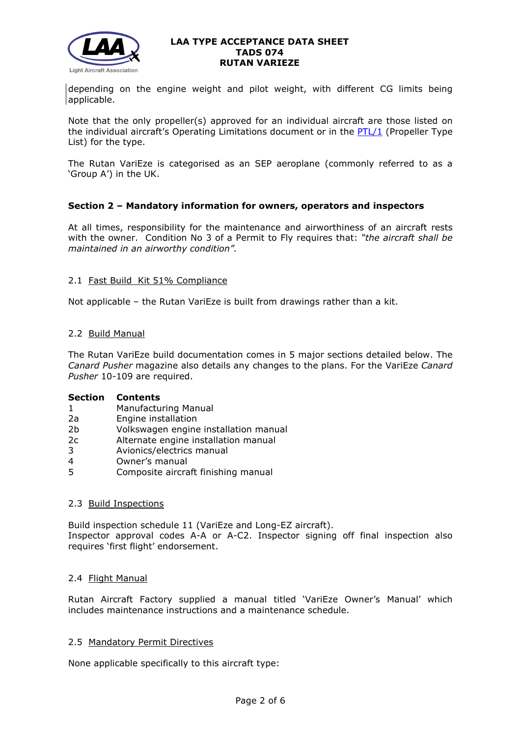depending on the engine weight and pilot weight, with different CG limits being applicable.

Note that the only propeller(s) approved for an individual aircraft are those listed on the individual aircraft's Operating Limitations document or in the [PTL/1](PTL/1) (Propeller Type List) for the type.

The Rutan VariEze is categorised as an SEP aeroplane (commonly referred to as a 'Group A') in the UK.

## Section 2 – Mandatory information for owners, operators and inspectors

At all times, responsibility for the maintenance and airworthiness of an aircraft rests with the owner. Condition No 3 of a Permit to Fly requires that: *"the aircraft shall be maintained in an airworthy condition".*

### 2.1 Fast Build Kit 51% Compliance

Not applicable – the Rutan VariEze is built from drawings rather than a kit.

### 2.2 Build Manual

The Rutan VariEze build documentation comes in 5 major sections detailed below. The *Canard Pusher* magazine also details any changes to the plans. For the VariEze *Canard Pusher* 10-109 are required.

| Section | Contents |
|---|---|
| 1 | Manufacturing Manual |
| 2a | Engine installation |
| 2b | Volkswagen engine installation manual |
| 2c | Alternate engine installation manual |
| 3 | Avionics/electrics manual |
| 4 | Owner's manual |
| 5 | Composite aircraft finishing manual |

### 2.3 Build Inspections

Build inspection schedule 11 (VariEze and Long-EZ aircraft).
Inspector approval codes A-A or A-C2. Inspector signing off final inspection also requires 'first flight' endorsement.

### 2.4 Flight Manual

Rutan Aircraft Factory supplied a manual titled 'VariEze Owner's Manual' which includes maintenance instructions and a maintenance schedule.

### 2.5 Mandatory Permit Directives

None applicable specifically to this aircraft type: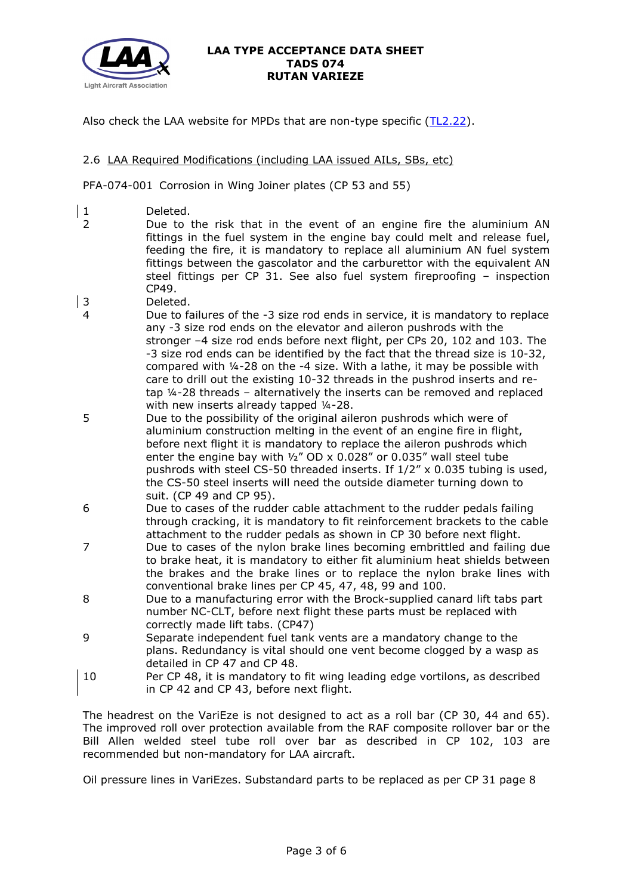Also check the LAA website for MPDs that are non-type specific (TL2.22).

## 2.6 LAA Required Modifications (including LAA issued AILs, SBs, etc)

PFA-074-001 Corrosion in Wing Joiner plates (CP 53 and 55)

1. Deleted.
2. Due to the risk that in the event of an engine fire the aluminium AN fittings in the fuel system in the engine bay could melt and release fuel, feeding the fire, it is mandatory to replace all aluminium AN fuel system fittings between the gascolator and the carburettor with the equivalent AN steel fittings per CP 31. See also fuel system fireproofing – inspection CP49.
3. Deleted.
4. Due to failures of the -3 size rod ends in service, it is mandatory to replace any -3 size rod ends on the elevator and aileron pushrods with the stronger –4 size rod ends before next flight, per CPs 20, 102 and 103. The -3 size rod ends can be identified by the fact that the thread size is 10-32, compared with ¼-28 on the -4 size. With a lathe, it may be possible with care to drill out the existing 10-32 threads in the pushrod inserts and re-tap ¼-28 threads – alternatively the inserts can be removed and replaced with new inserts already tapped ¼-28.
5. Due to the possibility of the original aileron pushrods which were of aluminium construction melting in the event of an engine fire in flight, before next flight it is mandatory to replace the aileron pushrods which enter the engine bay with ½" OD x 0.028" or 0.035" wall steel tube pushrods with steel CS-50 threaded inserts. If 1/2" x 0.035 tubing is used, the CS-50 steel inserts will need the outside diameter turning down to suit. (CP 49 and CP 95).
6. Due to cases of the rudder cable attachment to the rudder pedals failing through cracking, it is mandatory to fit reinforcement brackets to the cable attachment to the rudder pedals as shown in CP 30 before next flight.
7. Due to cases of the nylon brake lines becoming embrittled and failing due to brake heat, it is mandatory to either fit aluminium heat shields between the brakes and the brake lines or to replace the nylon brake lines with conventional brake lines per CP 45, 47, 48, 99 and 100.
8. Due to a manufacturing error with the Brock-supplied canard lift tabs part number NC-CLT, before next flight these parts must be replaced with correctly made lift tabs. (CP47)
9. Separate independent fuel tank vents are a mandatory change to the plans. Redundancy is vital should one vent become clogged by a wasp as detailed in CP 47 and CP 48.
10. Per CP 48, it is mandatory to fit wing leading edge vortilons, as described in CP 42 and CP 43, before next flight.

The headrest on the VariEze is not designed to act as a roll bar (CP 30, 44 and 65). The improved roll over protection available from the RAF composite rollover bar or the Bill Allen welded steel tube roll over bar as described in CP 102, 103 are recommended but non-mandatory for LAA aircraft.

Oil pressure lines in VariEzes. Substandard parts to be replaced as per CP 31 page 8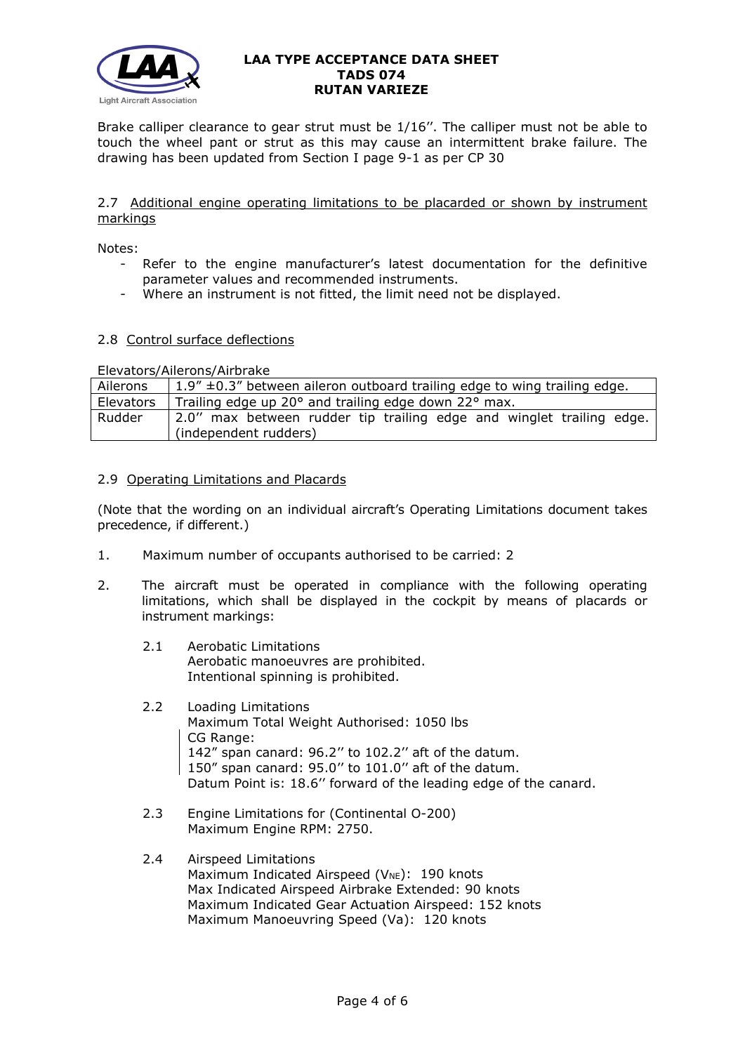Brake calliper clearance to gear strut must be 1/16''. The calliper must not be able to touch the wheel pant or strut as this may cause an intermittent brake failure. The drawing has been updated from Section I page 9-1 as per CP 30

2.7 Additional engine operating limitations to be placarded or shown by instrument markings

Notes:

- Refer to the engine manufacturer's latest documentation for the definitive parameter values and recommended instruments.
- Where an instrument is not fitted, the limit need not be displayed.

2.8 Control surface deflections

Elevators/Ailerons/Airbrake

| | |
|---|---|
| Ailerons | 1.9" ±0.3" between aileron outboard trailing edge to wing trailing edge. |
| Elevators | Trailing edge up 20° and trailing edge down 22° max. |
| Rudder | 2.0'' max between rudder tip trailing edge and winglet trailing edge. (independent rudders) |

2.9 Operating Limitations and Placards

(Note that the wording on an individual aircraft's Operating Limitations document takes precedence, if different.)

1. Maximum number of occupants authorised to be carried: 2

2. The aircraft must be operated in compliance with the following operating limitations, which shall be displayed in the cockpit by means of placards or instrument markings:

   2.1 Aerobatic Limitations
   Aerobatic manoeuvres are prohibited.
   Intentional spinning is prohibited.

   2.2 Loading Limitations
   Maximum Total Weight Authorised: 1050 lbs
   CG Range:
   142" span canard: 96.2'' to 102.2'' aft of the datum.
   150" span canard: 95.0'' to 101.0'' aft of the datum.
   Datum Point is: 18.6'' forward of the leading edge of the canard.

   2.3 Engine Limitations for (Continental O-200)
   Maximum Engine RPM: 2750.

   2.4 Airspeed Limitations
   Maximum Indicated Airspeed ($V_{NE}$): 190 knots
   Max Indicated Airspeed Airbrake Extended: 90 knots
   Maximum Indicated Gear Actuation Airspeed: 152 knots
   Maximum Manoeuvring Speed (Va): 120 knots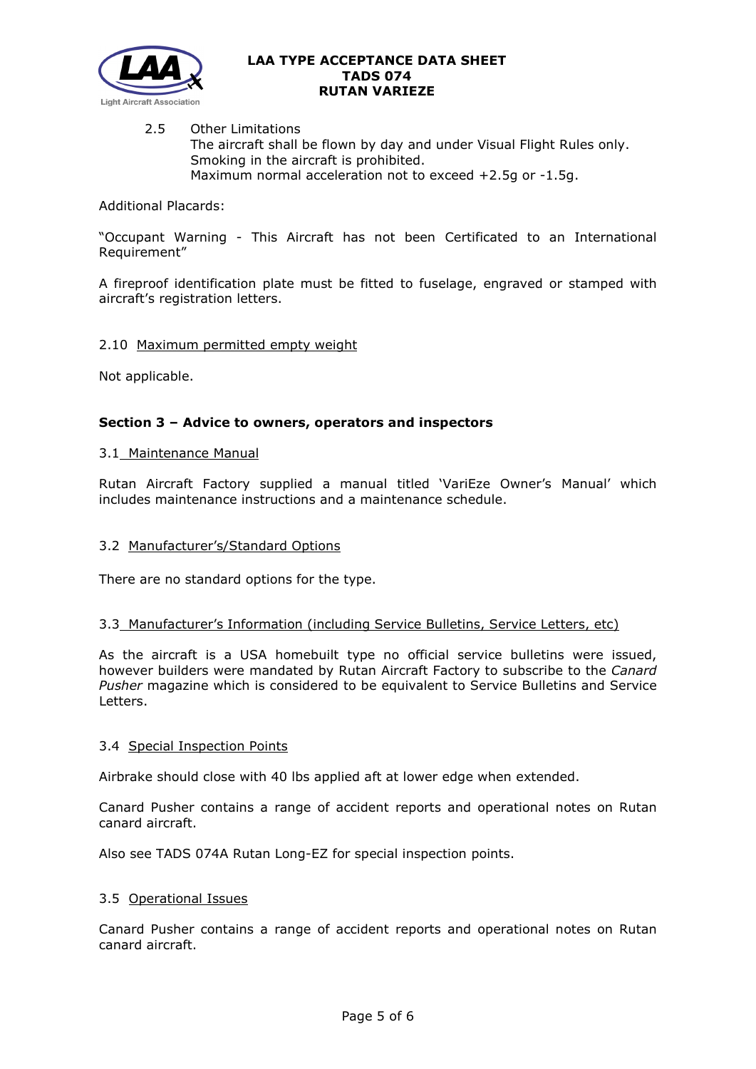2.5 Other Limitations
The aircraft shall be flown by day and under Visual Flight Rules only.
Smoking in the aircraft is prohibited.
Maximum normal acceleration not to exceed +2.5g or -1.5g.

Additional Placards:

"Occupant Warning - This Aircraft has not been Certificated to an International Requirement"

A fireproof identification plate must be fitted to fuselage, engraved or stamped with aircraft's registration letters.

2.10 Maximum permitted empty weight

Not applicable.

## Section 3 – Advice to owners, operators and inspectors

3.1 Maintenance Manual

Rutan Aircraft Factory supplied a manual titled 'VariEze Owner's Manual' which includes maintenance instructions and a maintenance schedule.

3.2 Manufacturer's/Standard Options

There are no standard options for the type.

3.3 Manufacturer's Information (including Service Bulletins, Service Letters, etc)

As the aircraft is a USA homebuilt type no official service bulletins were issued, however builders were mandated by Rutan Aircraft Factory to subscribe to the *Canard Pusher* magazine which is considered to be equivalent to Service Bulletins and Service Letters.

3.4 Special Inspection Points

Airbrake should close with 40 lbs applied aft at lower edge when extended.

Canard Pusher contains a range of accident reports and operational notes on Rutan canard aircraft.

Also see TADS 074A Rutan Long-EZ for special inspection points.

3.5 Operational Issues

Canard Pusher contains a range of accident reports and operational notes on Rutan canard aircraft.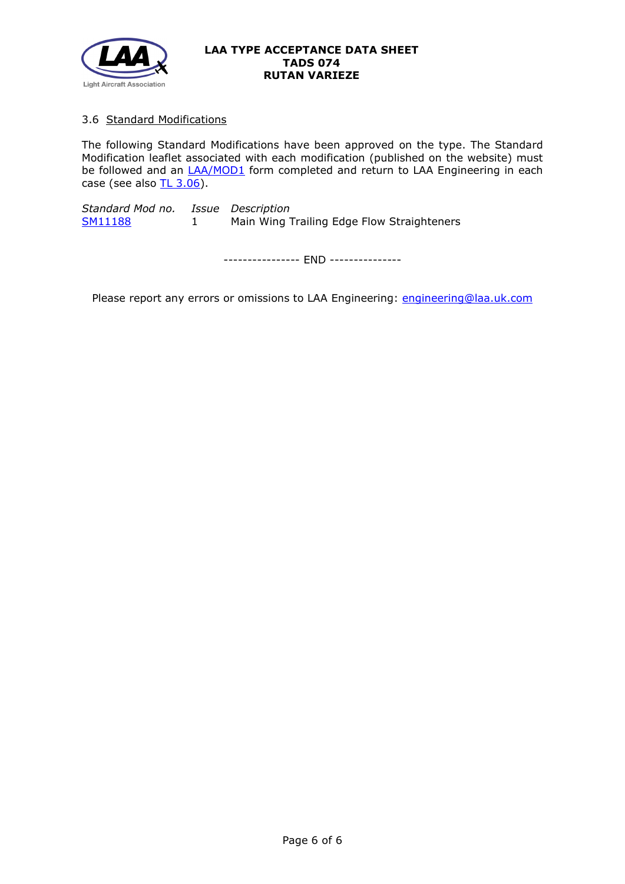### 3.6 Standard Modifications

The following Standard Modifications have been approved on the type. The Standard Modification leaflet associated with each modification (published on the website) must be followed and an LAA/MOD1 form completed and return to LAA Engineering in each case (see also TL 3.06).

| *Standard Mod no.* | *Issue* | *Description* |
| --- | --- | --- |
| SM11188 | 1 | Main Wing Trailing Edge Flow Straighteners |

--------------- END ---------------

Please report any errors or omissions to LAA Engineering: engineering@laa.uk.com